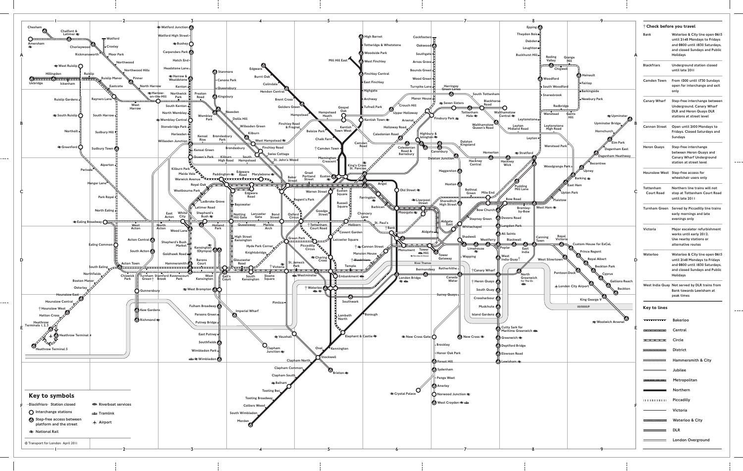## † Check before you travel

| Station | Note |
|---|---|
| Bank | Waterloo & City line open 0615 until 2148 Mondays to Fridays and 0800 until 1830 Saturdays, and closed Sundays and Public Holidays |
| Blackfriars | Underground station closed until late 2011 |
| Camden Town | From 1300 until 1730 Sundays open for interchange and exit only |
| Canary Wharf | Step-free interchange between Underground, Canary Wharf DLR and Heron Quays DLR stations at street level |
| Cannon Street | Open until 2100 Mondays to Fridays. Closed Saturdays and Sundays |
| Heron Quays | Step-free interchange between Heron Quays and Canary Wharf Underground station at street level |
| Hounslow West | Step-free access for wheelchair users only |
| Tottenham Court Road | Northern line trains will not stop at Tottenham Court Road until late 2011 |
| Turnham Green | Served by Piccadilly line trains early mornings and late evenings only |
| Victoria | Major escalator refurbishment works until early 2012. Use nearby stations or alternative routes |
| Waterloo | Waterloo & City line open 0615 until 2148 Mondays to Fridays and 0800 until 1830 Saturdays, and closed Sundays and Public Holidays |
| West India Quay | Not served by DLR trains from Bank towards Lewisham at peak times |

## Key to lines

- Bakerloo
- Central
- Circle
- District
- Hammersmith & City
- Jubilee
- Metropolitan
- Northern
- Piccadilly
- Victoria
- Waterloo & City
- DLR
- London Overground

## Key to symbols

- Blackfriars Station closed
- Interchange stations
- Step-free access between platform and the street
- National Rail
- Riverboat services
- Tramlink
- Airport

© Transport for London April 2011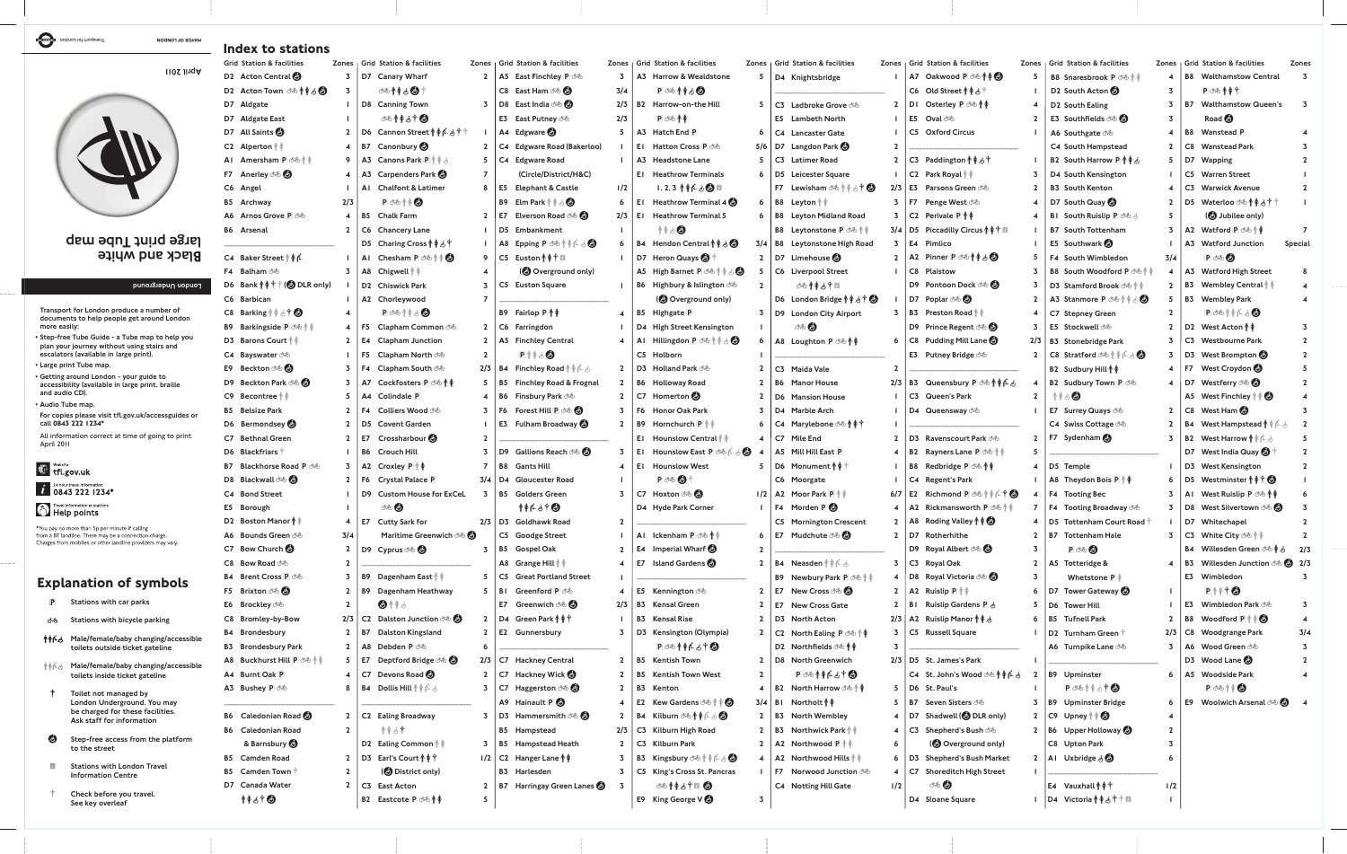MAYOR OF LONDON

Transport for London

April 2011

# Black and white large print Tube map

London Underground

Transport for London produce a number of documents to help people get around London more easily:

- Step-free Tube Guide - a Tube map to help you plan your journey without using stairs and escalators (available in large print).
- Large print Tube map.
- Getting around London - your guide to accessibility (available in large print, braille and audio CD).
- Audio Tube map.

For copies please visit tfl.gov.uk/accessguides or call **0843 222 1234***

All information correct at time of going to print. April 2011

Website
**tfl.gov.uk**

24 hour travel information
**0843 222 1234***

Help points

*You pay no more than 5p per minute if calling from a BT landline. There may be a connection charge. Charges from mobiles or other landline providers may vary.

## Explanation of symbols

- P — Stations with car parks
- Stations with bicycle parking
- Male/female/baby changing/accessible toilets outside ticket gateline
- Male/female/baby changing/accessible toilets inside ticket gateline
- Toilet not managed by London Underground. You may be charged for these facilities. Ask staff for information
- Step-free access from the platform to the street
- Stations with London Travel Information Centre
- Check before you travel. See key overleaf

## Index to stations

| Grid | Station | Zones |
|---|---|---|
| D2 | Acton Central | 3 |
| D2 | Acton Town | 3 |
| D7 | Aldgate | 1 |
| D7 | Aldgate East | 1 |
| D7 | All Saints | 2 |
| C2 | Alperton | 4 |
| A1 | Amersham | 9 |
| F7 | Anerley | 4 |
| C6 | Angel | 1 |
| B5 | Archway | 2/3 |
| A6 | Arnos Grove | 4 |
| B6 | Arsenal | 2 |
| C4 | Baker Street | 1 |
| F4 | Balham | 3 |
| D6 | Bank (DLR only) | 1 |
| C6 | Barbican | 1 |
| C8 | Barking | 4 |
| B9 | Barkingside | 4 |
| D3 | Barons Court | 2 |
| C4 | Bayswater | 1 |
| E9 | Beckton | 3 |
| D9 | Beckton Park | 3 |
| C9 | Becontree | 5 |
| B5 | Belsize Park | 2 |
| D6 | Bermondsey | 2 |
| C7 | Bethnal Green | 2 |
| D6 | Blackfriars | 1 |
| B7 | Blackhorse Road | 3 |
| D8 | Blackwall | 2 |
| C4 | Bond Street | 1 |
| E5 | Borough | 1 |
| D2 | Boston Manor | 4 |
| A6 | Bounds Green | 3/4 |
| C7 | Bow Church | 2 |
| C8 | Bow Road | 2 |
| B4 | Brent Cross | 3 |
| F5 | Brixton | 2 |
| E6 | Brockley | 2 |
| C8 | Bromley-by-Bow | 2/3 |
| B4 | Brondesbury | 2 |
| B3 | Brondesbury Park | 2 |
| A8 | Buckhurst Hill | 5 |
| A4 | Burnt Oak | 4 |
| A3 | Bushey | 8 |
| B6 | Caledonian Road | 2 |
| B6 | Caledonian Road & Barnsbury | 2 |
| B5 | Camden Road | 2 |
| B5 | Camden Town | 2 |
| D7 | Canada Water | 2 |
| D7 | Canary Wharf | 2 |
| D8 | Canning Town | 3 |
| D6 | Cannon Street | 1 |
| B7 | Canonbury | 2 |
| A3 | Canons Park | 5 |
| A4 | Carpenders Park | 7 |
| A1 | Chalfont & Latimer | 8 |
| B5 | Chalk Farm | 2 |
| C6 | Chancery Lane | 1 |
| D5 | Charing Cross | 1 |
| A1 | Chesham | 9 |
| A8 | Chigwell | 4 |
| D2 | Chiswick Park | 3 |
| A2 | Chorleywood | 7 |
| F5 | Clapham Common | 2 |
| E4 | Clapham Junction | 2 |
| F5 | Clapham North | 2 |
| F4 | Clapham South | 2/3 |
| A7 | Cockfosters | 5 |
| A4 | Colindale | 4 |
| F4 | Colliers Wood | 3 |
| D5 | Covent Garden | 1 |
| E7 | Crossharbour | 2 |
| B3 | Crouch Hill | 3 |
| A2 | Croxley | 7 |
| F6 | Crystal Palace | 3/4 |
| D9 | Custom House for ExCeL | 3 |
| E7 | Cutty Sark for Maritime Greenwich | 2/3 |
| D9 | Cyprus | 3 |
| B9 | Dagenham East | 5 |
| B9 | Dagenham Heathway | 5 |
| C2 | Dalston Junction | 2 |
| B7 | Dalston Kingsland | 2 |
| A8 | Debden | 6 |
| E7 | Deptford Bridge | 2/3 |
| C7 | Devons Road | 2 |
| B4 | Dollis Hill | 3 |
| C2 | Ealing Broadway | 3 |
| D2 | Ealing Common | 3 |
| D3 | Earl's Court (District only) | 1/2 |
| C3 | East Acton | 2 |
| B2 | Eastcote | 5 |
| A5 | East Finchley | 3 |
| C8 | East Ham | 3/4 |
| D8 | East India | 2/3 |
| E3 | East Putney | 2/3 |
| A4 | Edgware | 5 |
| C4 | Edgware Road (Bakerloo) | 1 |
| C4 | Edgware Road (Circle/District/H&C) | 1 |
| E5 | Elephant & Castle | 1/2 |
| B9 | Elm Park | 6 |
| E7 | Elverson Road | 2/3 |
| D5 | Embankment | 1 |
| A8 | Epping | 6 |
| C5 | Euston (Overground only) | 1 |
| C5 | Euston Square | 1 |
| B9 | Fairlop | 4 |
| C6 | Farringdon | 1 |
| A5 | Finchley Central | 4 |
| B4 | Finchley Road | 2 |
| B5 | Finchley Road & Frognal | 2 |
| B6 | Finsbury Park | 2 |
| F6 | Forest Hill | 3 |
| E3 | Fulham Broadway | 2 |
| D9 | Gallions Reach | 3 |
| B8 | Gants Hill | 4 |
| D4 | Gloucester Road | 1 |
| B5 | Golders Green | 3 |
| B3 | Goldhawk Road | 2 |
| C5 | Goodge Street | 1 |
| B5 | Gospel Oak | 2 |
| A8 | Grange Hill | 4 |
| C5 | Great Portland Street | 1 |
| B1 | Greenford | 4 |
| E7 | Greenwich | 2/3 |
| D4 | Green Park | 1 |
| E2 | Gunnersbury | 3 |
| C7 | Hackney Central | 2 |
| C7 | Hackney Wick | 2 |
| C7 | Haggerston | 2 |
| A9 | Hainault | 4 |
| D3 | Hammersmith | 2 |
| B5 | Hampstead | 2/3 |
| B5 | Hampstead Heath | 2 |
| C2 | Hanger Lane | 3 |
| B3 | Harlesden | 3 |
| B7 | Harringay Green Lanes | 3 |
| A3 | Harrow & Wealdstone | 5 |
| B2 | Harrow-on-the-Hill | 5 |
| A3 | Hatch End | 6 |
| E1 | Hatton Cross | 5/6 |
| A3 | Headstone Lane | 5 |
| E1 | Heathrow Terminals 1, 2, 3 | 6 |
| E1 | Heathrow Terminal 4 | 6 |
| E1 | Heathrow Terminal 5 | 6 |
| B4 | Hendon Central | 3/4 |
| A5 | High Barnet | 5 |
| B6 | Highbury & Islington (Overground only) | 2 |
| B5 | Highgate | 3 |
| D4 | High Street Kensington | 1 |
| A1 | Hillingdon | 6 |
| C5 | Holborn | 1 |
| D3 | Holland Park | 2 |
| B6 | Holloway Road | 2 |
| C7 | Homerton | 2 |
| F6 | Honor Oak Park | 3 |
| B9 | Hornchurch | 6 |
| E1 | Hounslow Central | 4 |
| E1 | Hounslow East | 4 |
| E1 | Hounslow West | 5 |
| C7 | Hoxton | 1/2 |
| D4 | Hyde Park Corner | 1 |
| A1 | Ickenham | 6 |
| E4 | Imperial Wharf | 2 |
| E7 | Island Gardens | 2 |
| E5 | Kennington | 2 |
| B3 | Kensal Green | 2 |
| B3 | Kensal Rise | 2 |
| D3 | Kensington (Olympia) | 2 |
| B5 | Kentish Town | 2 |
| B5 | Kentish Town West | 2 |
| B3 | Kenton | 4 |
| E2 | Kew Gardens | 3/4 |
| B4 | Kilburn | 2 |
| C3 | Kilburn High Road | 2 |
| C3 | Kilburn Park | 2 |
| B3 | Kingsbury | 4 |
| C5 | King's Cross St. Pancras | 1 |
| E9 | King George V | 3 |
| D4 | Knightsbridge | 1 |
| C3 | Ladbroke Grove | 2 |
| E5 | Lambeth North | 1 |
| C4 | Lancaster Gate | 1 |
| D7 | Langdon Park | 2 |
| C3 | Latimer Road | 2 |
| D5 | Leicester Square | 1 |
| F7 | Lewisham | 2/3 |
| B8 | Leyton | 3 |
| B8 | Leyton Midland Road | 3 |
| B8 | Leytonstone | 3/4 |
| B8 | Leytonstone High Road | 3 |
| D7 | Limehouse | 2 |
| C6 | Liverpool Street | 1 |
| D6 | London Bridge | 1 |
| D9 | London City Airport | 3 |
| A8 | Loughton | 6 |
| C3 | Maida Vale | 2 |
| B6 | Manor House | 2/3 |
| D5 | Mansion House | 1 |
| D4 | Marble Arch | 1 |
| C4 | Marylebone | 1 |
| C7 | Mile End | 2 |
| A5 | Mill Hill East | 4 |
| D6 | Monument | 1 |
| C6 | Moorgate | 1 |
| A2 | Moor Park | 6/7 |
| F4 | Morden | 4 |
| C5 | Mornington Crescent | 2 |
| E7 | Mudchute | 2 |
| B4 | Neasden | 3 |
| B9 | Newbury Park | 4 |
| E7 | New Cross | 2 |
| E7 | New Cross Gate | 2 |
| D3 | North Acton | 2/3 |
| C2 | North Ealing | 3 |
| D2 | Northfields | 3 |
| D8 | North Greenwich | 2/3 |
| B2 | North Harrow | 5 |
| B2 | Northolt | 5 |
| B3 | North Wembley | 4 |
| B3 | Northwick Park | 4 |
| A2 | Northwood | 6 |
| A2 | Northwood Hills | 6 |
| F7 | Norwood Junction | 4 |
| C4 | Notting Hill Gate | 1/2 |
| A7 | Oakwood | 5 |
| C6 | Old Street | 1 |
| D1 | Osterley | 4 |
| E5 | Oval | 2 |
| C5 | Oxford Circus | 1 |
| C3 | Paddington | 1 |
| C2 | Park Royal | 3 |
| E3 | Parsons Green | 2 |
| F7 | Penge West | 4 |
| C2 | Perivale | 4 |
| D5 | Piccadilly Circus | 1 |
| E4 | Pimlico | 1 |
| A2 | Pinner | 5 |
| C8 | Plaistow | 3 |
| D8 | Pontoon Dock | 3 |
| D7 | Poplar | 2 |
| B8 | Preston Road | 4 |
| D9 | Prince Regent | 3 |
| C8 | Pudding Mill Lane | 2/3 |
| E3 | Putney Bridge | 2 |
| B3 | Queensbury | 4 |
| C3 | Queen's Park | 2 |
| D4 | Queensway | 1 |
| D3 | Ravenscourt Park | 2 |
| B2 | Rayners Lane | 5 |
| B8 | Redbridge | 4 |
| C4 | Regent's Park | 1 |
| E2 | Richmond | 4 |
| A2 | Rickmansworth | 7 |
| A8 | Roding Valley | 4 |
| D7 | Rotherhithe | 2 |
| D9 | Royal Albert | 3 |
| C3 | Royal Oak | 2 |
| D8 | Royal Victoria | 3 |
| A2 | Ruislip | 6 |
| B1 | Ruislip Gardens | 5 |
| A2 | Ruislip Manor | 6 |
| C5 | Russell Square | 1 |
| D5 | St. James's Park | 1 |
| C4 | St. John's Wood | 2 |
| D6 | St. Paul's | 1 |
| B7 | Seven Sisters | 3 |
| D7 | Shadwell (DLR only) | 2 |
| C3 | Shepherd's Bush (Overground only) | 2 |
| D3 | Shepherd's Bush Market | 2 |
| C7 | Shoreditch High Street | 1 |
| D4 | Sloane Square | 1 |
| B8 | Snaresbrook | 4 |
| D2 | South Acton | 3 |
| D2 | South Ealing | 3 |
| E3 | Southfields | 3 |
| A6 | Southgate | 4 |
| C4 | South Hampstead | 2 |
| B2 | South Harrow | 5 |
| D4 | South Kensington | 1 |
| B3 | South Kenton | 4 |
| D7 | South Quay | 2 |
| B1 | South Ruislip | 5 |
| B7 | South Tottenham | 3 |
| E5 | Southwark | 1 |
| F4 | South Wimbledon | 3/4 |
| B8 | South Woodford | 4 |
| D3 | Stamford Brook | 2 |
| A2 | Stanmore | 5 |
| C7 | Stepney Green | 2 |
| E5 | Stockwell | 2 |
| B3 | Stonebridge Park | 3 |
| C8 | Stratford | 2/3 |
| B2 | Sudbury Hill | 4 |
| B2 | Sudbury Town | 4 |
| E7 | Surrey Quays | 2 |
| C4 | Swiss Cottage | 2 |
| F7 | Sydenham | 3 |
| D5 | Temple | 1 |
| A8 | Theydon Bois | 6 |
| F4 | Tooting Bec | 3 |
| F4 | Tooting Broadway | 3 |
| D5 | Tottenham Court Road | 1 |
| B7 | Tottenham Hale | 3 |
| A5 | Totteridge & Whetstone | 4 |
| D7 | Tower Gateway | 1 |
| D6 | Tower Hill | 1 |
| B1 | Tufnell Park | 2 |
| D2 | Turnham Green | 2/3 |
| A6 | Turnpike Lane | 3 |
| B9 | Upminster | 6 |
| B9 | Upminster Bridge | 6 |
| C9 | Upney | 4 |
| B6 | Upper Holloway | 2 |
| C8 | Upton Park | 3 |
| A1 | Uxbridge | 6 |
| E4 | Vauxhall | 1/2 |
| D4 | Victoria | 1 |
| B8 | Walthamstow Central | 3 |
| B7 | Walthamstow Queen's Road | 3 |
| B8 | Wanstead | 4 |
| C8 | Wanstead Park | 3 |
| D7 | Wapping | 2 |
| C5 | Warren Street | 1 |
| C3 | Warwick Avenue | 2 |
| D5 | Waterloo (Jubilee only) | 1 |
| A2 | Watford | 7 |
| A3 | Watford Junction | Special |
| A3 | Watford High Street | 8 |
| B3 | Wembley Central | 4 |
| B3 | Wembley Park | 4 |
| D2 | West Acton | 3 |
| C3 | Westbourne Park | 2 |
| D3 | West Brompton | 2 |
| F7 | West Croydon | 5 |
| D7 | Westferry | 2 |
| A5 | West Finchley | 4 |
| C8 | West Ham | 3 |
| B4 | West Hampstead | 2 |
| B2 | West Harrow | 5 |
| D7 | West India Quay | 2 |
| D3 | West Kensington | 2 |
| D5 | Westminster | 1 |
| A1 | West Ruislip | 6 |
| D8 | West Silvertown | 3 |
| D7 | Whitechapel | 2 |
| C3 | White City | 2 |
| B4 | Willesden Green | 2/3 |
| B4 | Willesden Junction | 2/3 |
| E3 | Wimbledon | 3 |
| E3 | Wimbledon Park | 3 |
| B8 | Woodford | 4 |
| C8 | Woodgrange Park | 3/4 |
| A6 | Wood Green | 3 |
| D3 | Wood Lane | 2 |
| A5 | Woodside Park | 4 |
| E9 | Woolwich Arsenal | 4 |